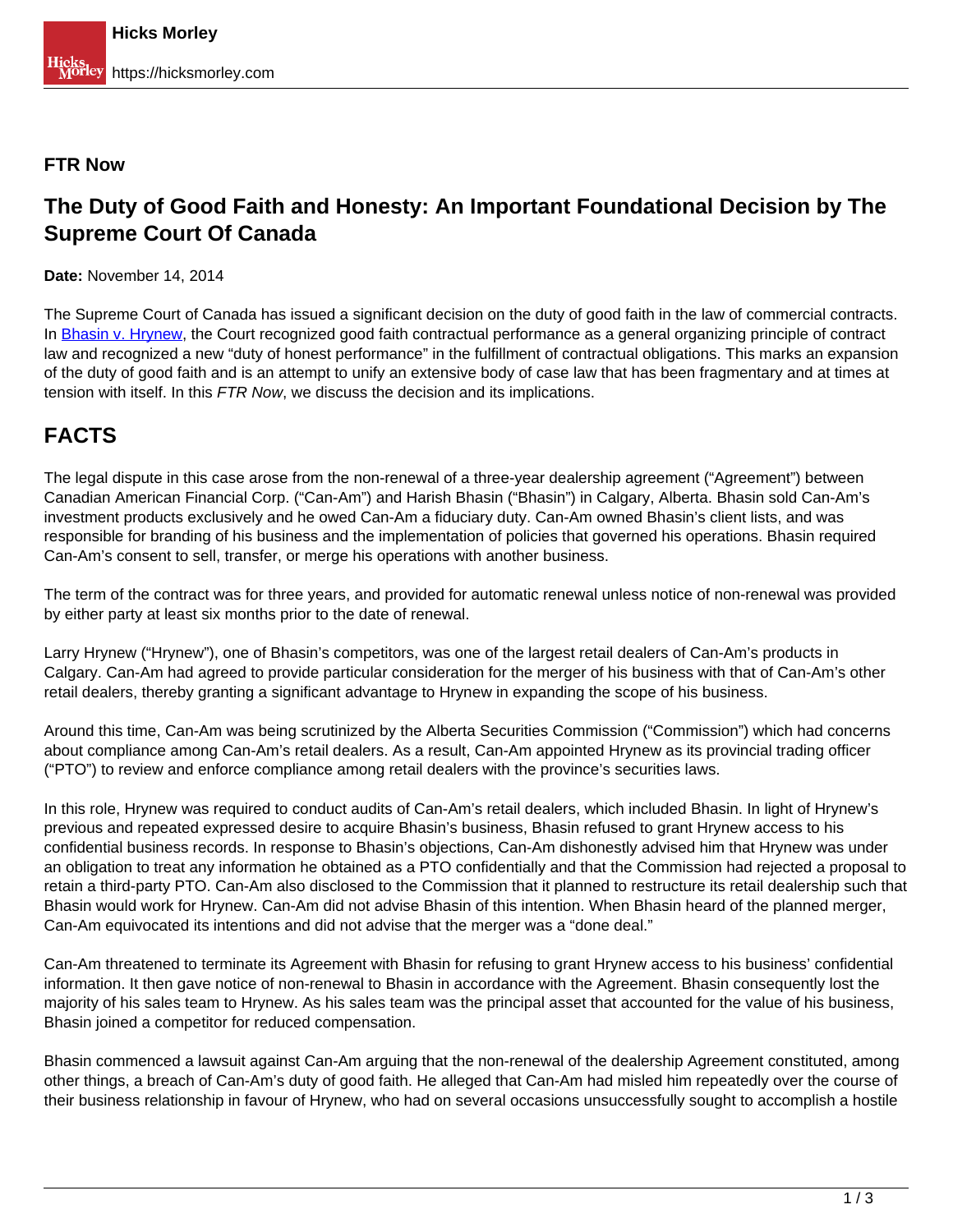**FTR Now**

# The Duty of Good Faith and Honesty: An Important Foundational Decision by The Supreme Court Of Canada

**Date:** November 14, 2014

The Supreme Court of Canada has issued a significant decision on the duty of good faith in the law of commercial contracts. In [Bhasin v. Hrynew](), the Court recognized good faith contractual performance as a general organizing principle of contract law and recognized a new "duty of honest performance" in the fulfillment of contractual obligations. This marks an expansion of the duty of good faith and is an attempt to unify an extensive body of case law that has been fragmentary and at times at tension with itself. In this *FTR Now*, we discuss the decision and its implications.

## FACTS

The legal dispute in this case arose from the non-renewal of a three-year dealership agreement ("Agreement") between Canadian American Financial Corp. ("Can-Am") and Harish Bhasin ("Bhasin") in Calgary, Alberta. Bhasin sold Can-Am's investment products exclusively and he owed Can-Am a fiduciary duty. Can-Am owned Bhasin's client lists, and was responsible for branding of his business and the implementation of policies that governed his operations. Bhasin required Can-Am's consent to sell, transfer, or merge his operations with another business.

The term of the contract was for three years, and provided for automatic renewal unless notice of non-renewal was provided by either party at least six months prior to the date of renewal.

Larry Hrynew ("Hrynew"), one of Bhasin's competitors, was one of the largest retail dealers of Can-Am's products in Calgary. Can-Am had agreed to provide particular consideration for the merger of his business with that of Can-Am's other retail dealers, thereby granting a significant advantage to Hrynew in expanding the scope of his business.

Around this time, Can-Am was being scrutinized by the Alberta Securities Commission ("Commission") which had concerns about compliance among Can-Am's retail dealers. As a result, Can-Am appointed Hrynew as its provincial trading officer ("PTO") to review and enforce compliance among retail dealers with the province's securities laws.

In this role, Hrynew was required to conduct audits of Can-Am's retail dealers, which included Bhasin. In light of Hrynew's previous and repeated expressed desire to acquire Bhasin's business, Bhasin refused to grant Hrynew access to his confidential business records. In response to Bhasin's objections, Can-Am dishonestly advised him that Hrynew was under an obligation to treat any information he obtained as a PTO confidentially and that the Commission had rejected a proposal to retain a third-party PTO. Can-Am also disclosed to the Commission that it planned to restructure its retail dealership such that Bhasin would work for Hrynew. Can-Am did not advise Bhasin of this intention. When Bhasin heard of the planned merger, Can-Am equivocated its intentions and did not advise that the merger was a "done deal."

Can-Am threatened to terminate its Agreement with Bhasin for refusing to grant Hrynew access to his business' confidential information. It then gave notice of non-renewal to Bhasin in accordance with the Agreement. Bhasin consequently lost the majority of his sales team to Hrynew. As his sales team was the principal asset that accounted for the value of his business, Bhasin joined a competitor for reduced compensation.

Bhasin commenced a lawsuit against Can-Am arguing that the non-renewal of the dealership Agreement constituted, among other things, a breach of Can-Am's duty of good faith. He alleged that Can-Am had misled him repeatedly over the course of their business relationship in favour of Hrynew, who had on several occasions unsuccessfully sought to accomplish a hostile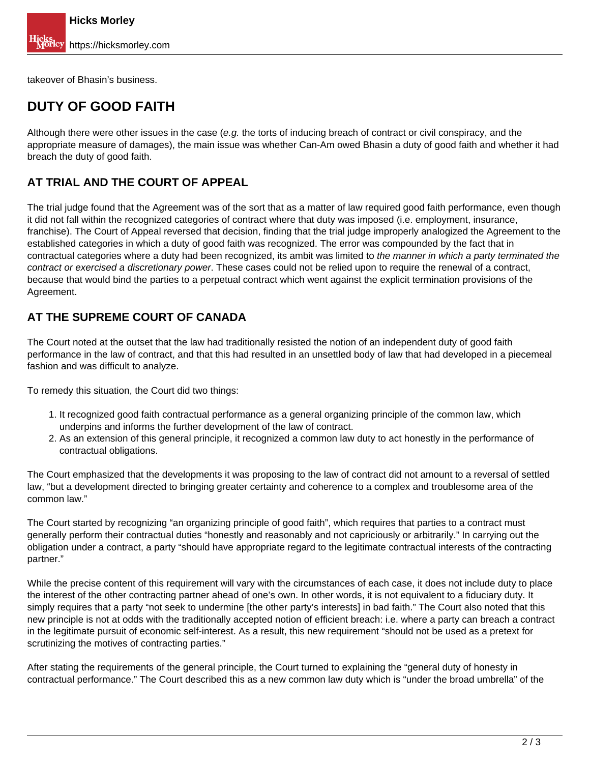takeover of Bhasin's business.

## DUTY OF GOOD FAITH

Although there were other issues in the case (*e.g.* the torts of inducing breach of contract or civil conspiracy, and the appropriate measure of damages), the main issue was whether Can-Am owed Bhasin a duty of good faith and whether it had breache the duty of good faith.

### AT TRIAL AND THE COURT OF APPEAL

The trial judge found that the Agreement was of the sort that as a matter of law required good faith performance, even though it did not fall within the recognized categories of contract where that duty was imposed (i.e. employment, insurance, franchise). The Court of Appeal reversed that decision, finding that the trial judge improperly analogized the Agreement to the established categories in which a duty of good faith was recognized. The error was compounded by the fact that in contractual categories where a duty had been recognized, its ambit was limited to *the manner in which a party terminated the contract or exercised a discretionary power*. These cases could not be relied upon to require the renewal of a contract, because that would bind the parties to a perpetual contract which went against the explicit termination provisions of the Agreement.

### AT THE SUPREME COURT OF CANADA

The Court noted at the outset that the law had traditionally resisted the notion of an independent duty of good faith performance in the law of contract, and that this had resulted in an unsettled body of law that had developed in a piecemeal fashion and was difficult to analyze.

To remedy this situation, the Court did two things:

1. It recognized good faith contractual performance as a general organizing principle of the common law, which underpins and informs the further development of the law of contract.
2. As an extension of this general principle, it recognized a common law duty to act honestly in the performance of contractual obligations.

The Court emphasized that the developments it was proposing to the law of contract did not amount to a reversal of settled law, "but a development directed to bringing greater certainty and coherence to a complex and troublesome area of the common law."

The Court started by recognizing "an organizing principle of good faith", which requires that parties to a contract must generally perform their contractual duties "honestly and reasonably and not capriciously or arbitrarily." In carrying out the obligation under a contract, a party "should have appropriate regard to the legitimate contractual interests of the contracting partner."

While the precise content of this requirement will vary with the circumstances of each case, it does not include duty to place the interest of the other contracting partner ahead of one's own. In other words, it is not equivalent to a fiduciary duty. It simply requires that a party "not seek to undermine [the other party's interests] in bad faith." The Court also noted that this new principle is not at odds with the traditionally accepted notion of efficient breach: i.e. where a party can breach a contract in the legitimate pursuit of economic self-interest. As a result, this new requirement "should not be used as a pretext for scrutinizing the motives of contracting parties."

After stating the requirements of the general principle, the Court turned to explaining the "general duty of honesty in contractual performance." The Court described this as a new common law duty which is "under the broad umbrella" of the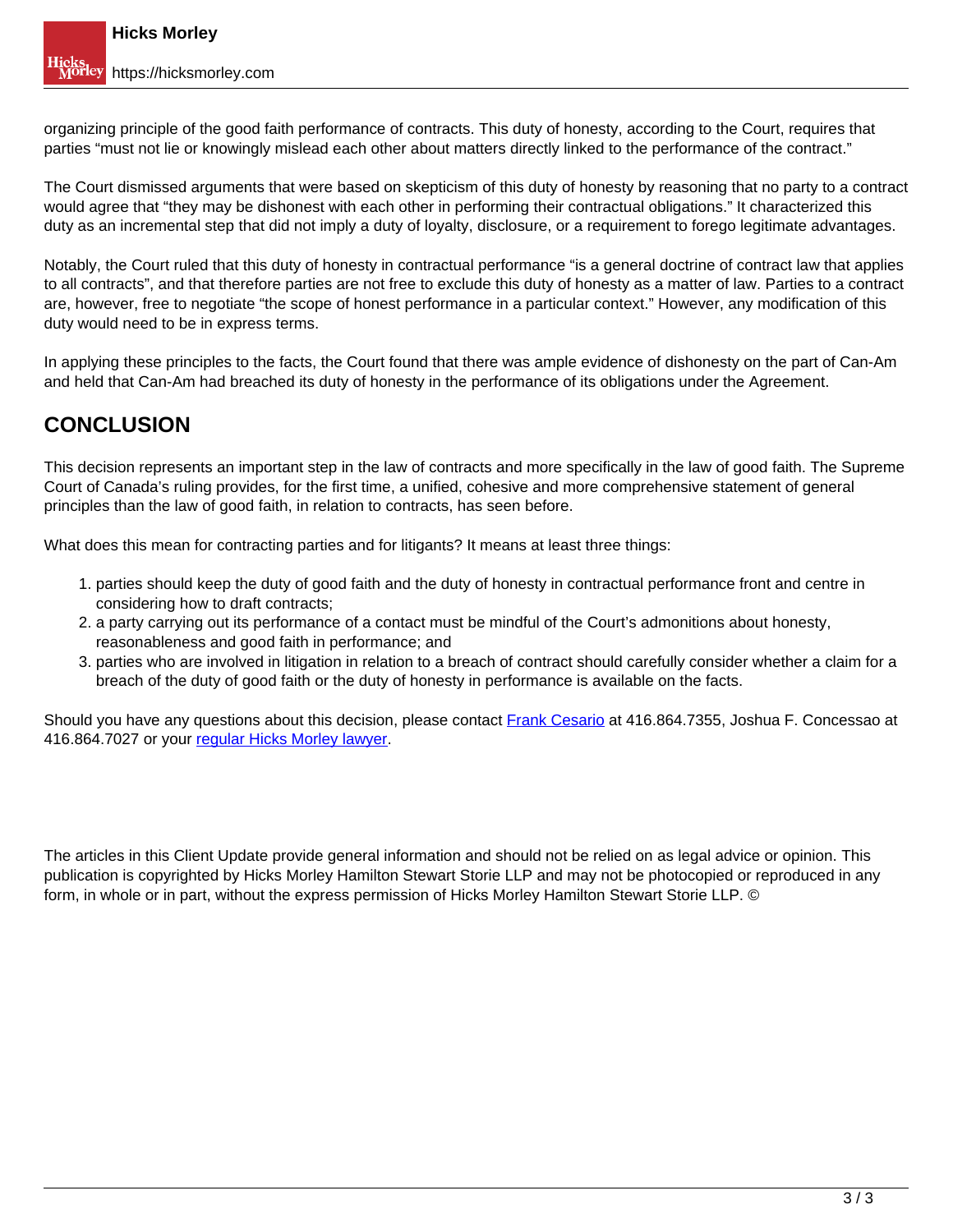organizing principle of the good faith performance of contracts. This duty of honesty, according to the Court, requires that parties "must not lie or knowingly mislead each other about matters directly linked to the performance of the contract."

The Court dismissed arguments that were based on skepticism of this duty of honesty by reasoning that no party to a contract would agree that "they may be dishonest with each other in performing their contractual obligations." It characterized this duty as an incremental step that did not imply a duty of loyalty, disclosure, or a requirement to forego legitimate advantages.

Notably, the Court ruled that this duty of honesty in contractual performance "is a general doctrine of contract law that applies to all contracts", and that therefore parties are not free to exclude this duty of honesty as a matter of law. Parties to a contract are, however, free to negotiate "the scope of honest performance in a particular context." However, any modification of this duty would need to be in express terms.

In applying these principles to the facts, the Court found that there was ample evidence of dishonesty on the part of Can-Am and held that Can-Am had breached its duty of honesty in the performance of its obligations under the Agreement.

## CONCLUSION

This decision represents an important step in the law of contracts and more specifically in the law of good faith. The Supreme Court of Canada's ruling provides, for the first time, a unified, cohesive and more comprehensive statement of general principles than the law of good faith, in relation to contracts, has seen before.

What does this mean for contracting parties and for litigants? It means at least three things:

1. parties should keep the duty of good faith and the duty of honesty in contractual performance front and centre in considering how to draft contracts;
2. a party carrying out its performance of a contact must be mindful of the Court's admonitions about honesty, reasonableness and good faith in performance; and
3. parties who are involved in litigation in relation to a breach of contract should carefully consider whether a claim for a breach of the duty of good faith or the duty of honesty in performance is available on the facts.

Should you have any questions about this decision, please contact Frank Cesario at 416.864.7355, Joshua F. Concessao at 416.864.7027 or your regular Hicks Morley lawyer.

The articles in this Client Update provide general information and should not be relied on as legal advice or opinion. This publication is copyrighted by Hicks Morley Hamilton Stewart Storie LLP and may not be photocopied or reproduced in any form, in whole or in part, without the express permission of Hicks Morley Hamilton Stewart Storie LLP. ©